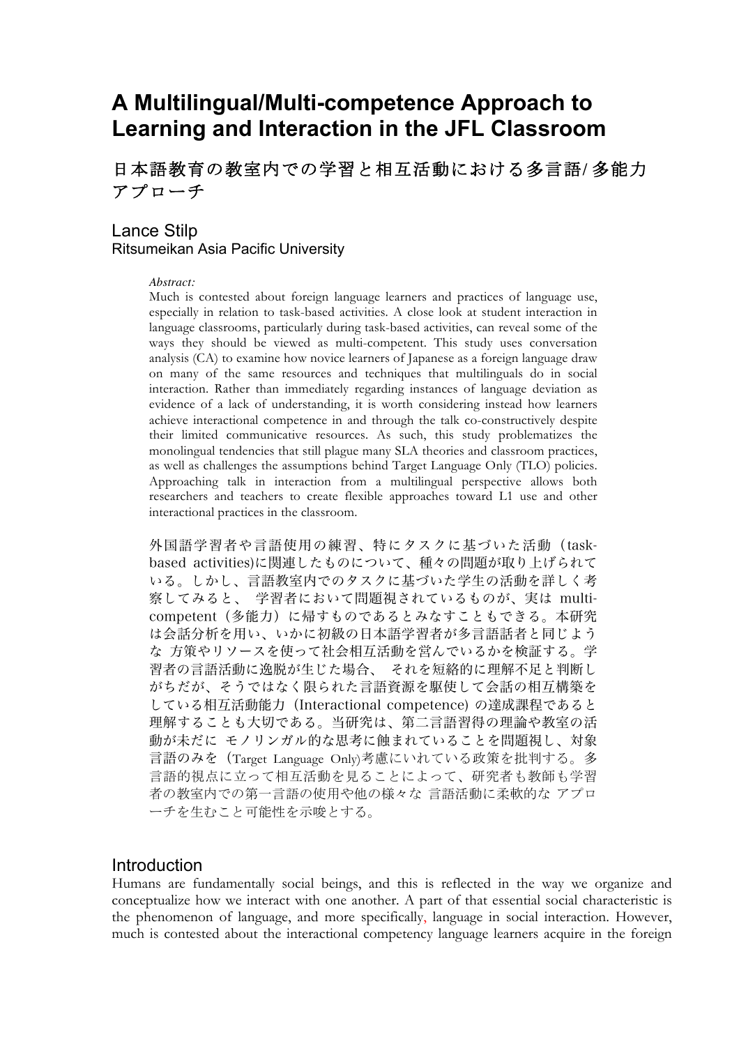# A Multilingual/Multi-competence Approach to Learning and Interaction in the JFL Classroom

## 日本語教育の教室内での学習と相互活動における多言語/多能力アプローチ

Lance Stilp
Ritsumeikan Asia Pacific University

*Abstract:*
Much is contested about foreign language learners and practices of language use, especially in relation to task-based activities. A close look at student interaction in language classrooms, particularly during task-based activities, can reveal some of the ways they should be viewed as multi-competent. This study uses conversation analysis (CA) to examine how novice learners of Japanese as a foreign language draw on many of the same resources and techniques that multilinguals do in social interaction. Rather than immediately regarding instances of language deviation as evidence of a lack of understanding, it is worth considering instead how learners achieve interactional competence in and through the talk co-constructively despite their limited communicative resources. As such, this study problematizes the monolingual tendencies that still plague many SLA theories and classroom practices, as well as challenges the assumptions behind Target Language Only (TLO) policies. Approaching talk in interaction from a multilingual perspective allows both researchers and teachers to create flexible approaches toward L1 use and other interactional practices in the classroom.

外国語学習者や言語使用の練習、特にタスクに基づいた活動（task-based activities)に関連したものについて、種々の問題が取り上げられている。しかし、言語教室内でのタスクに基づいた学生の活動を詳しく考察してみると、 学習者において問題視されているものが、実は multi-competent（多能力）に帰すものであるとみなすこともできる。本研究は会話分析を用い、いかに初級の日本語学習者が多言語話者と同じような 方策やリソースを使って社会相互活動を営んでいるかを検証する。学習者の言語活動に逸脱が生じた場合、 それを短絡的に理解不足と判断しがちだが、そうではなく限られた言語資源を駆使して会話の相互構築をしている相互活動能力（Interactional competence) の達成課程であると理解することも大切である。当研究は、第二言語習得の理論や教室の活動が未だに モノリンガル的な思考に蝕まれていることを問題視し、対象言語のみを（Target Language Only)考慮にいれている政策を批判する。多言語的視点に立って相互活動を見ることによって、研究者も教師も学習者の教室内での第一言語の使用や他の様々な 言語活動に柔軟的な アプローチを生むこと可能性を示唆とする。

## Introduction

Humans are fundamentally social beings, and this is reflected in the way we organize and conceptualize how we interact with one another. A part of that essential social characteristic is the phenomenon of language, and more specifically, language in social interaction. However, much is contested about the interactional competency language learners acquire in the foreign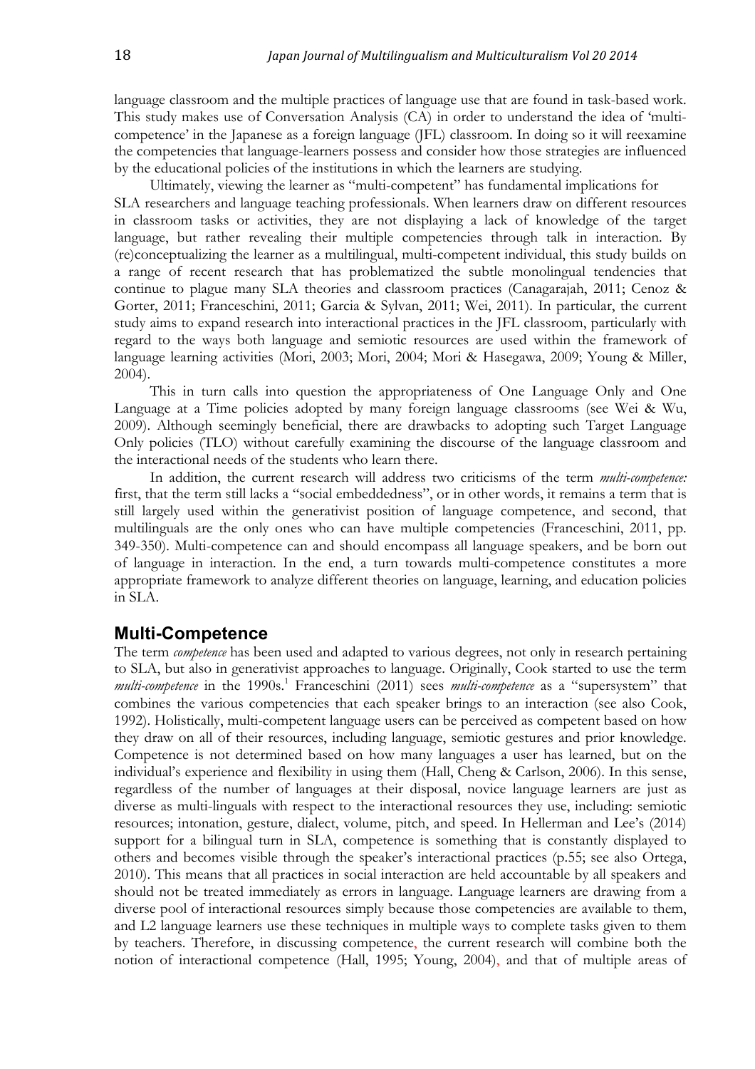language classroom and the multiple practices of language use that are found in task-based work. This study makes use of Conversation Analysis (CA) in order to understand the idea of 'multi-competence' in the Japanese as a foreign language (JFL) classroom. In doing so it will reexamine the competencies that language-learners possess and consider how those strategies are influenced by the educational policies of the institutions in which the learners are studying.

Ultimately, viewing the learner as "multi-competent" has fundamental implications for SLA researchers and language teaching professionals. When learners draw on different resources in classroom tasks or activities, they are not displaying a lack of knowledge of the target language, but rather revealing their multiple competencies through talk in interaction. By (re)conceptualizing the learner as a multilingual, multi-competent individual, this study builds on a range of recent research that has problematized the subtle monolingual tendencies that continue to plague many SLA theories and classroom practices (Canagarajah, 2011; Cenoz & Gorter, 2011; Franceschini, 2011; Garcia & Sylvan, 2011; Wei, 2011). In particular, the current study aims to expand research into interactional practices in the JFL classroom, particularly with regard to the ways both language and semiotic resources are used within the framework of language learning activities (Mori, 2003; Mori, 2004; Mori & Hasegawa, 2009; Young & Miller, 2004).

This in turn calls into question the appropriateness of One Language Only and One Language at a Time policies adopted by many foreign language classrooms (see Wei & Wu, 2009). Although seemingly beneficial, there are drawbacks to adopting such Target Language Only policies (TLO) without carefully examining the discourse of the language classroom and the interactional needs of the students who learn there.

In addition, the current research will address two criticisms of the term *multi-competence:* first, that the term still lacks a "social embeddedness", or in other words, it remains a term that is still largely used within the generativist position of language competence, and second, that multilinguals are the only ones who can have multiple competencies (Franceschini, 2011, pp. 349-350). Multi-competence can and should encompass all language speakers, and be born out of language in interaction. In the end, a turn towards multi-competence constitutes a more appropriate framework to analyze different theories on language, learning, and education policies in SLA.

## Multi-Competence

The term *competence* has been used and adapted to various degrees, not only in research pertaining to SLA, but also in generativist approaches to language. Originally, Cook started to use the term *multi-competence* in the 1990s.[1] Franceschini (2011) sees *multi-competence* as a "supersystem" that combines the various competencies that each speaker brings to an interaction (see also Cook, 1992). Holistically, multi-competent language users can be perceived as competent based on how they draw on all of their resources, including language, semiotic gestures and prior knowledge. Competence is not determined based on how many languages a user has learned, but on the individual's experience and flexibility in using them (Hall, Cheng & Carlson, 2006). In this sense, regardless of the number of languages at their disposal, novice language learners are just as diverse as multi-linguals with respect to the interactional resources they use, including: semiotic resources; intonation, gesture, dialect, volume, pitch, and speed. In Hellerman and Lee's (2014) support for a bilingual turn in SLA, competence is something that is constantly displayed to others and becomes visible through the speaker's interactional practices (p.55; see also Ortega, 2010). This means that all practices in social interaction are held accountable by all speakers and should not be treated immediately as errors in language. Language learners are drawing from a diverse pool of interactional resources simply because those competencies are available to them, and L2 language learners use these techniques in multiple ways to complete tasks given to them by teachers. Therefore, in discussing competence, the current research will combine both the notion of interactional competence (Hall, 1995; Young, 2004), and that of multiple areas of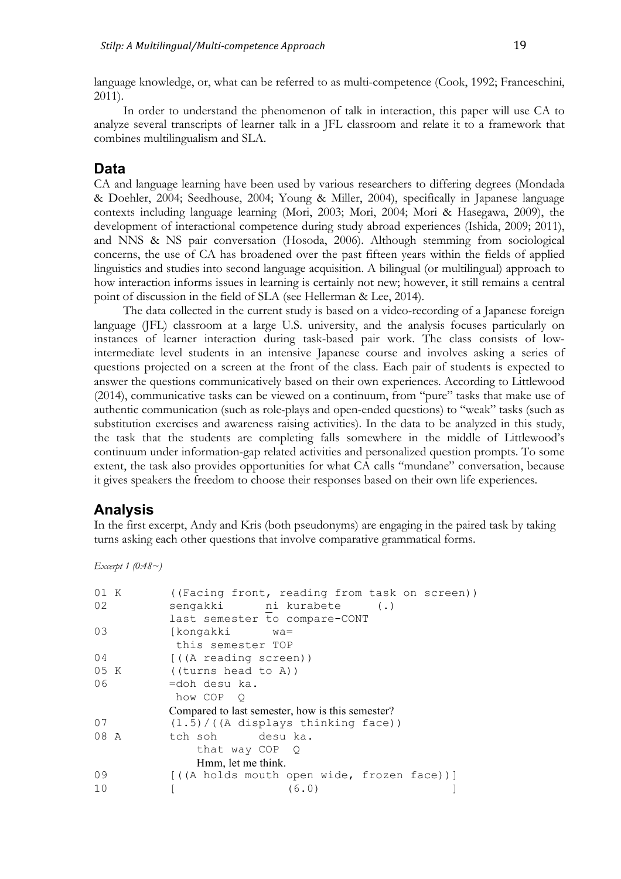language knowledge, or, what can be referred to as multi-competence (Cook, 1992; Franceschini, 2011).

In order to understand the phenomenon of talk in interaction, this paper will use CA to analyze several transcripts of learner talk in a JFL classroom and relate it to a framework that combines multilingualism and SLA.

## Data

CA and language learning have been used by various researchers to differing degrees (Mondada & Doehler, 2004; Seedhouse, 2004; Young & Miller, 2004), specifically in Japanese language contexts including language learning (Mori, 2003; Mori, 2004; Mori & Hasegawa, 2009), the development of interactional competence during study abroad experiences (Ishida, 2009; 2011), and NNS & NS pair conversation (Hosoda, 2006). Although stemming from sociological concerns, the use of CA has broadened over the past fifteen years within the fields of applied linguistics and studies into second language acquisition. A bilingual (or multilingual) approach to how interaction informs issues in learning is certainly not new; however, it still remains a central point of discussion in the field of SLA (see Hellerman & Lee, 2014).

The data collected in the current study is based on a video-recording of a Japanese foreign language (JFL) classroom at a large U.S. university, and the analysis focuses particularly on instances of learner interaction during task-based pair work. The class consists of low-intermediate level students in an intensive Japanese course and involves asking a series of questions projected on a screen at the front of the class. Each pair of students is expected to answer the questions communicatively based on their own experiences. According to Littlewood (2014), communicative tasks can be viewed on a continuum, from "pure" tasks that make use of authentic communication (such as role-plays and open-ended questions) to "weak" tasks (such as substitution exercises and awareness raising activities). In the data to be analyzed in this study, the task that the students are completing falls somewhere in the middle of Littlewood's continuum under information-gap related activities and personalized question prompts. To some extent, the task also provides opportunities for what CA calls "mundane" conversation, because it gives speakers the freedom to choose their responses based on their own life experiences.

## Analysis

In the first excerpt, Andy and Kris (both pseudonyms) are engaging in the paired task by taking turns asking each other questions that involve comparative grammatical forms.

*Excerpt 1 (0:48~)*

```
01 K        ((Facing front, reading from task on screen))
02          sengakki      ni kurabete     (.)
            last semester to compare-CONT
03          [kongakki      wa=
             this semester TOP
04          [((A reading screen))
05 K        ((turns head to A))
06          =doh desu ka.
             how COP  Q
            Compared to last semester, how is this semester?
07          (1.5)/((A displays thinking face))
08 A        tch soh      desu ka.
                that way COP  Q
                Hmm, let me think.
09          [((A holds mouth open wide, frozen face))]
10          [                (6.0)                   ]
```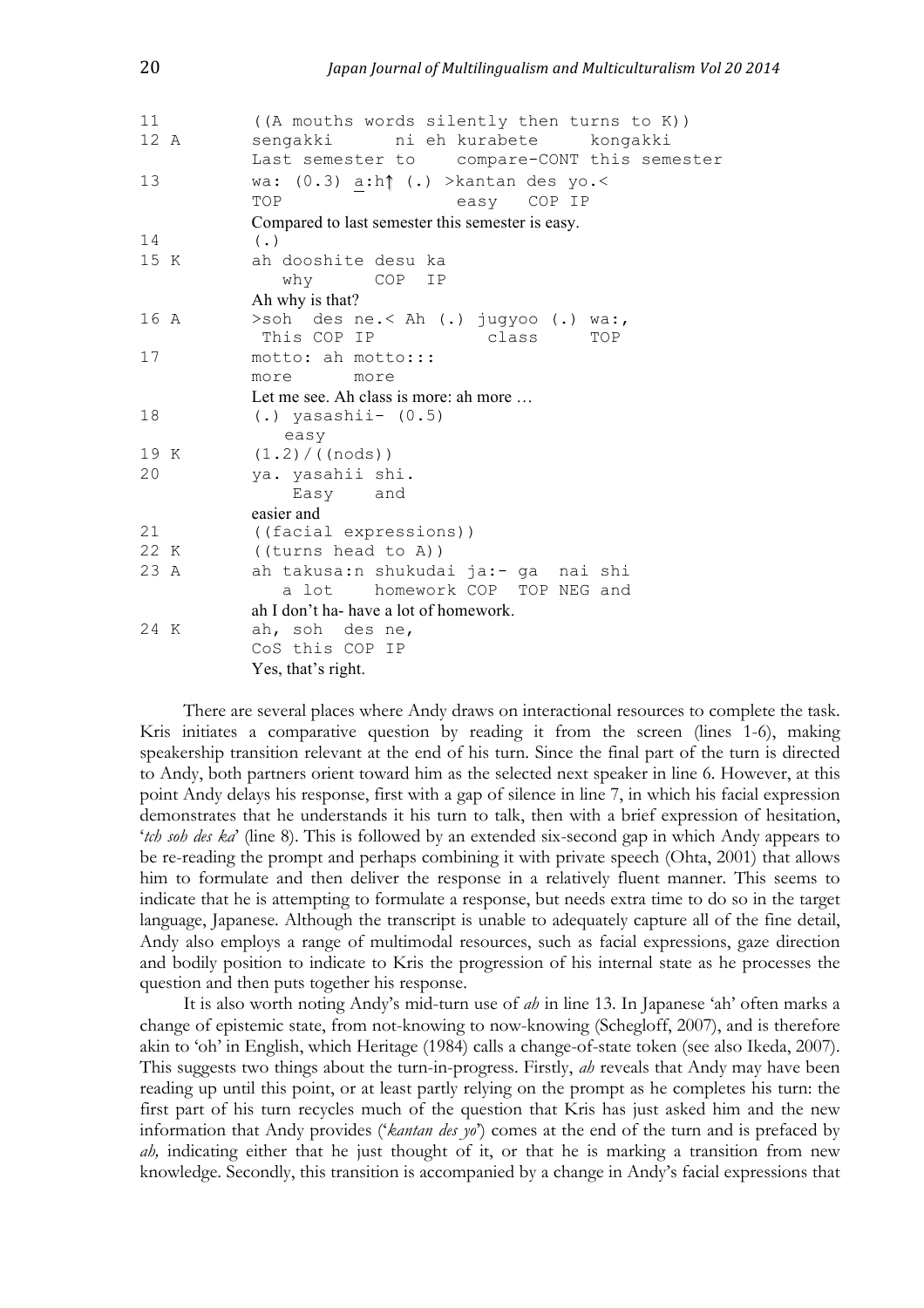```
11          ((A mouths words silently then turns to K))
12 A        sengakki      ni eh kurabete     kongakki
            Last semester to    compare-CONT this semester
13          wa: (0.3) a:h↑ (.) >kantan des yo.<
            TOP                  easy   COP IP
            Compared to last semester this semester is easy.
14          (.)
15 K        ah dooshite desu ka
               why      COP  IP
            Ah why is that?
16 A        >soh  des ne.< Ah (.) jugyoo (.) wa:,
             This COP IP           class      TOP
17          motto: ah motto:::
            more      more
            Let me see. Ah class is more: ah more …
18          (.) yasashii- (0.5)
               easy
19 K        (1.2)/((nods))
20          ya. yasahii shi.
                Easy    and
            easier and
21          ((facial expressions))
22 K        ((turns head to A))
23 A        ah takusa:n shukudai ja:- ga  nai shi
               a lot    homework COP  TOP NEG and
            ah I don't ha- have a lot of homework.
24 K        ah, soh  des ne,
            CoS this COP IP
            Yes, that's right.
```

There are several places where Andy draws on interactional resources to complete the task. Kris initiates a comparative question by reading it from the screen (lines 1-6), making speakership transition relevant at the end of his turn. Since the final part of the turn is directed to Andy, both partners orient toward him as the selected next speaker in line 6. However, at this point Andy delays his response, first with a gap of silence in line 7, in which his facial expression demonstrates that he understands it his turn to talk, then with a brief expression of hesitation, '*tch soh des ka*' (line 8). This is followed by an extended six-second gap in which Andy appears to be re-reading the prompt and perhaps combining it with private speech (Ohta, 2001) that allows him to formulate and then deliver the response in a relatively fluent manner. This seems to indicate that he is attempting to formulate a response, but needs extra time to do so in the target language, Japanese. Although the transcript is unable to adequately capture all of the fine detail, Andy also employs a range of multimodal resources, such as facial expressions, gaze direction and bodily position to indicate to Kris the progression of his internal state as he processes the question and then puts together his response.

It is also worth noting Andy's mid-turn use of *ah* in line 13. In Japanese 'ah' often marks a change of epistemic state, from not-knowing to now-knowing (Schegloff, 2007), and is therefore akin to 'oh' in English, which Heritage (1984) calls a change-of-state token (see also Ikeda, 2007). This suggests two things about the turn-in-progress. Firstly, *ah* reveals that Andy may have been reading up until this point, or at least partly relying on the prompt as he completes his turn: the first part of his turn recycles much of the question that Kris has just asked him and the new information that Andy provides ('*kantan des yo*') comes at the end of the turn and is prefaced by *ah,* indicating either that he just thought of it, or that he is marking a transition from new knowledge. Secondly, this transition is accompanied by a change in Andy's facial expressions that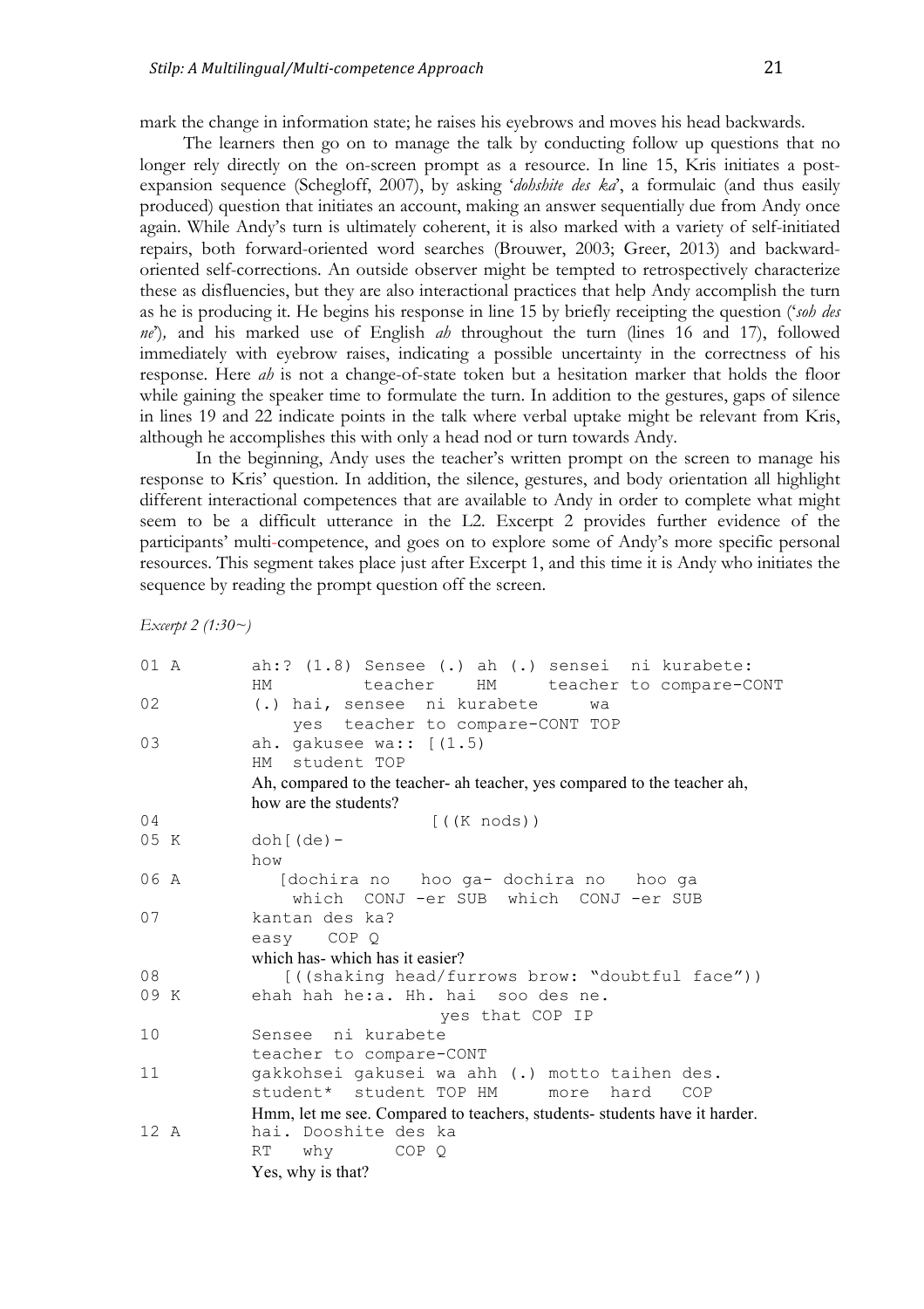mark the change in information state; he raises his eyebrows and moves his head backwards.

The learners then go on to manage the talk by conducting follow up questions that no longer rely directly on the on-screen prompt as a resource. In line 15, Kris initiates a post-expansion sequence (Schegloff, 2007), by asking '*dohshite des ka*', a formulaic (and thus easily produced) question that initiates an account, making an answer sequentially due from Andy once again. While Andy's turn is ultimately coherent, it is also marked with a variety of self-initiated repairs, both forward-oriented word searches (Brouwer, 2003; Greer, 2013) and backward-oriented self-corrections. An outside observer might be tempted to retrospectively characterize these as disfluencies, but they are also interactional practices that help Andy accomplish the turn as he is producing it. He begins his response in line 15 by briefly receipting the question ('*soh des ne*'), and his marked use of English *ah* throughout the turn (lines 16 and 17), followed immediately with eyebrow raises, indicating a possible uncertainty in the correctness of his response. Here *ah* is not a change-of-state token but a hesitation marker that holds the floor while gaining the speaker time to formulate the turn. In addition to the gestures, gaps of silence in lines 19 and 22 indicate points in the talk where verbal uptake might be relevant from Kris, although he accomplishes this with only a head nod or turn towards Andy.

In the beginning, Andy uses the teacher's written prompt on the screen to manage his response to Kris' question. In addition, the silence, gestures, and body orientation all highlight different interactional competences that are available to Andy in order to complete what might seem to be a difficult utterance in the L2. Excerpt 2 provides further evidence of the participants' multi-competence, and goes on to explore some of Andy's more specific personal resources. This segment takes place just after Excerpt 1, and this time it is Andy who initiates the sequence by reading the prompt question off the screen.

*Excerpt 2 (1:30~)*

```
01 A     ah:? (1.8) Sensee (.) ah (.) sensei  ni kurabete:
         HM          teacher    HM     teacher to compare-CONT
02       (.) hai, sensee  ni kurabete     wa
             yes  teacher to compare-CONT TOP
03       ah. gakusee wa:: [(1.5)
         HM  student TOP
         Ah, compared to the teacher- ah teacher, yes compared to the teacher ah,
         how are the students?
04                        [((K nods))
05 K     doh[(de)-
         how
06 A        [dochira no   hoo ga- dochira no   hoo ga
              which  CONJ -er SUB  which  CONJ -er SUB
07       kantan des ka?
         easy   COP Q
         which has- which has it easier?
08          [((shaking head/furrows brow: "doubtful face"))
09 K     ehah hah he:a. Hh. hai  soo des ne.
                            yes that COP IP
10       Sensee  ni kurabete
         teacher to compare-CONT
11       gakkohsei gakusei wa ahh (.) motto taihen des.
         student*  student TOP HM     more  hard   COP
         Hmm, let me see. Compared to teachers, students- students have it harder.
12 A     hai. Dooshite des ka
         RT   why      COP Q
         Yes, why is that?
```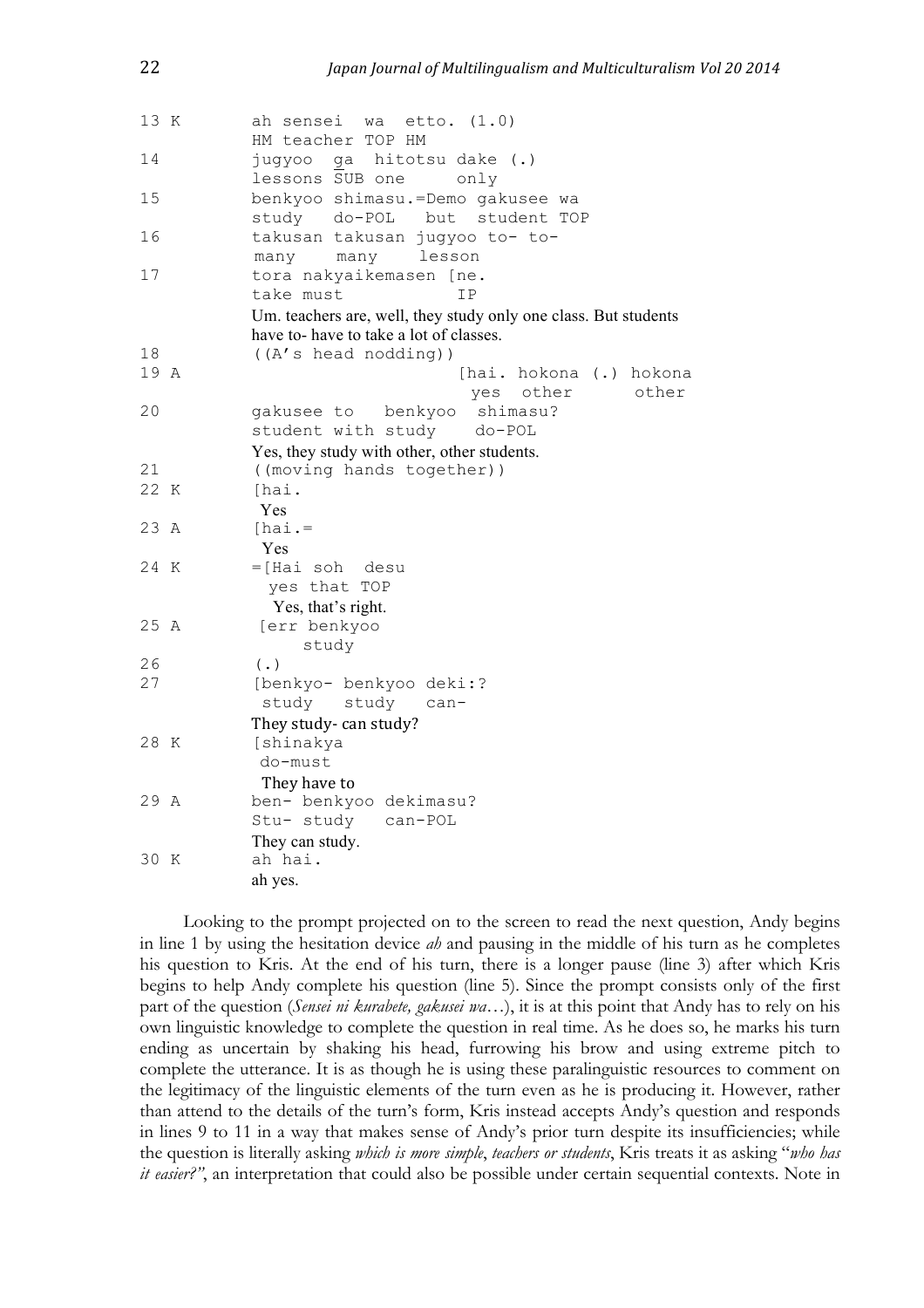```
13 K        ah sensei  wa  etto. (1.0)
            HM teacher TOP HM
14          jugyoo  ga  hitotsu dake (.)
            lessons SUB one      only
15          benkyoo shimasu.=Demo gakusee wa
            study   do-POL   but  student TOP
16          takusan takusan jugyoo to- to-
            many    many    lesson
17          tora nakyaikemasen [ne.
            take must           IP
            Um. teachers are, well, they study only one class. But students
            have to- have to take a lot of classes.
18          ((A's head nodding))
19 A                          [hai. hokona (.) hokona
                               yes  other       other
20          gakusee to   benkyoo  shimasu?
            student with study    do-POL
            Yes, they study with other, other students.
21          ((moving hands together))
22 K        [hai.
             Yes
23 A        [hai.=
             Yes
24 K        =[Hai soh  desu
              yes that TOP
              Yes, that's right.
25 A         [err benkyoo
                  study
26          (.)
27          [benkyo- benkyoo deki:?
             study   study   can-
            They study- can study?
28 K        [shinakya
             do-must
             They have to
29 A        ben- benkyoo dekimasu?
            Stu- study   can-POL
            They can study.
30 K        ah hai.
            ah yes.
```

Looking to the prompt projected on to the screen to read the next question, Andy begins in line 1 by using the hesitation device *ah* and pausing in the middle of his turn as he completes his question to Kris. At the end of his turn, there is a longer pause (line 3) after which Kris begins to help Andy complete his question (line 5). Since the prompt consists only of the first part of the question (*Sensei ni kurabete, gakusei wa*…), it is at this point that Andy has to rely on his own linguistic knowledge to complete the question in real time. As he does so, he marks his turn ending as uncertain by shaking his head, furrowing his brow and using extreme pitch to complete the utterance. It is as though he is using these paralinguistic resources to comment on the legitimacy of the linguistic elements of the turn even as he is producing it. However, rather than attend to the details of the turn's form, Kris instead accepts Andy's question and responds in lines 9 to 11 in a way that makes sense of Andy's prior turn despite its insufficiencies; while the question is literally asking *which is more simple*, *teachers or students*, Kris treats it as asking "*who has it easier?"*, an interpretation that could also be possible under certain sequential contexts. Note in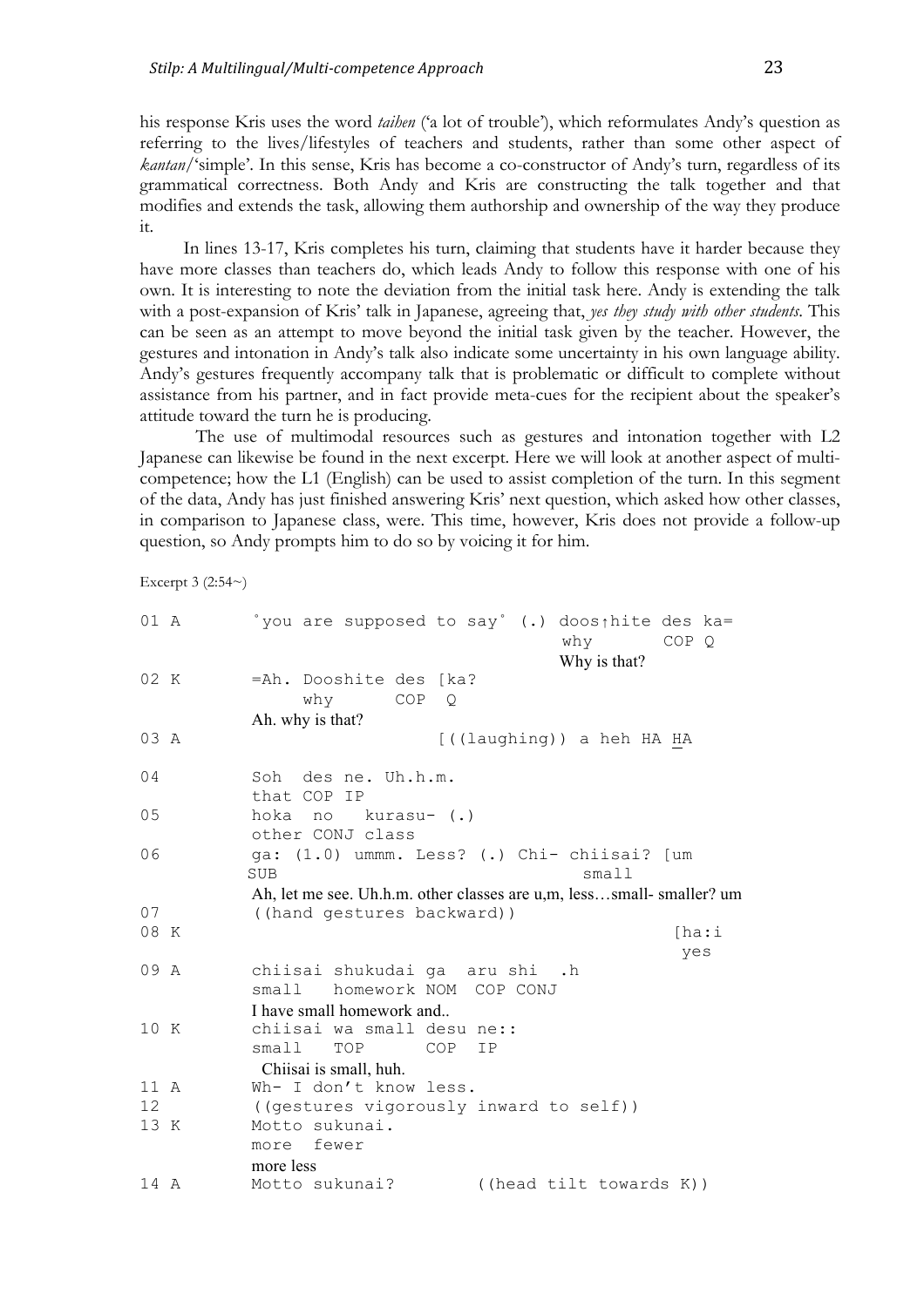his response Kris uses the word *taihen* ('a lot of trouble'), which reformulates Andy's question as referring to the lives/lifestyles of teachers and students, rather than some other aspect of *kantan*/'simple'. In this sense, Kris has become a co-constructor of Andy's turn, regardless of its grammatical correctness. Both Andy and Kris are constructing the talk together and that modifies and extends the task, allowing them authorship and ownership of the way they produce it.

In lines 13-17, Kris completes his turn, claiming that students have it harder because they have more classes than teachers do, which leads Andy to follow this response with one of his own. It is interesting to note the deviation from the initial task here. Andy is extending the talk with a post-expansion of Kris' talk in Japanese, agreeing that, *yes they study with other students*. This can be seen as an attempt to move beyond the initial task given by the teacher. However, the gestures and intonation in Andy's talk also indicate some uncertainty in his own language ability. Andy's gestures frequently accompany talk that is problematic or difficult to complete without assistance from his partner, and in fact provide meta-cues for the recipient about the speaker's attitude toward the turn he is producing.

The use of multimodal resources such as gestures and intonation together with L2 Japanese can likewise be found in the next excerpt. Here we will look at another aspect of multi-competence; how the L1 (English) can be used to assist completion of the turn. In this segment of the data, Andy has just finished answering Kris' next question, which asked how other classes, in comparison to Japanese class, were. This time, however, Kris does not provide a follow-up question, so Andy prompts him to do so by voicing it for him.

Excerpt 3 (2:54~)

```
01 A       °you are supposed to say° (.) doos↑hite des ka=
                                         why       COP Q
                                         Why is that?
02 K       =Ah. Dooshite des [ka?
                why      COP  Q
           Ah. why is that?
03 A                         [((laughing)) a heh HA HA

04         Soh  des ne. Uh.h.m.
           that COP IP
05         hoka  no   kurasu- (.)
           other CONJ class
06         ga: (1.0) ummm. Less? (.) Chi- chiisai? [um
           SUB                              small
           Ah, let me see. Uh.h.m. other classes are u,m, less…small- smaller? um
07         ((hand gestures backward))
08 K                                                  [ha:i
                                                       yes
09 A       chiisai shukudai ga  aru shi  .h
           small   homework NOM  COP CONJ
           I have small homework and..
10 K       chiisai wa small desu ne::
           small   TOP      COP  IP
            Chiisai is small, huh.
11 A       Wh- I don't know less.
12         ((gestures vigorously inward to self))
13 K       Motto sukunai.
           more  fewer
           more less
14 A       Motto sukunai?        ((head tilt towards K))
```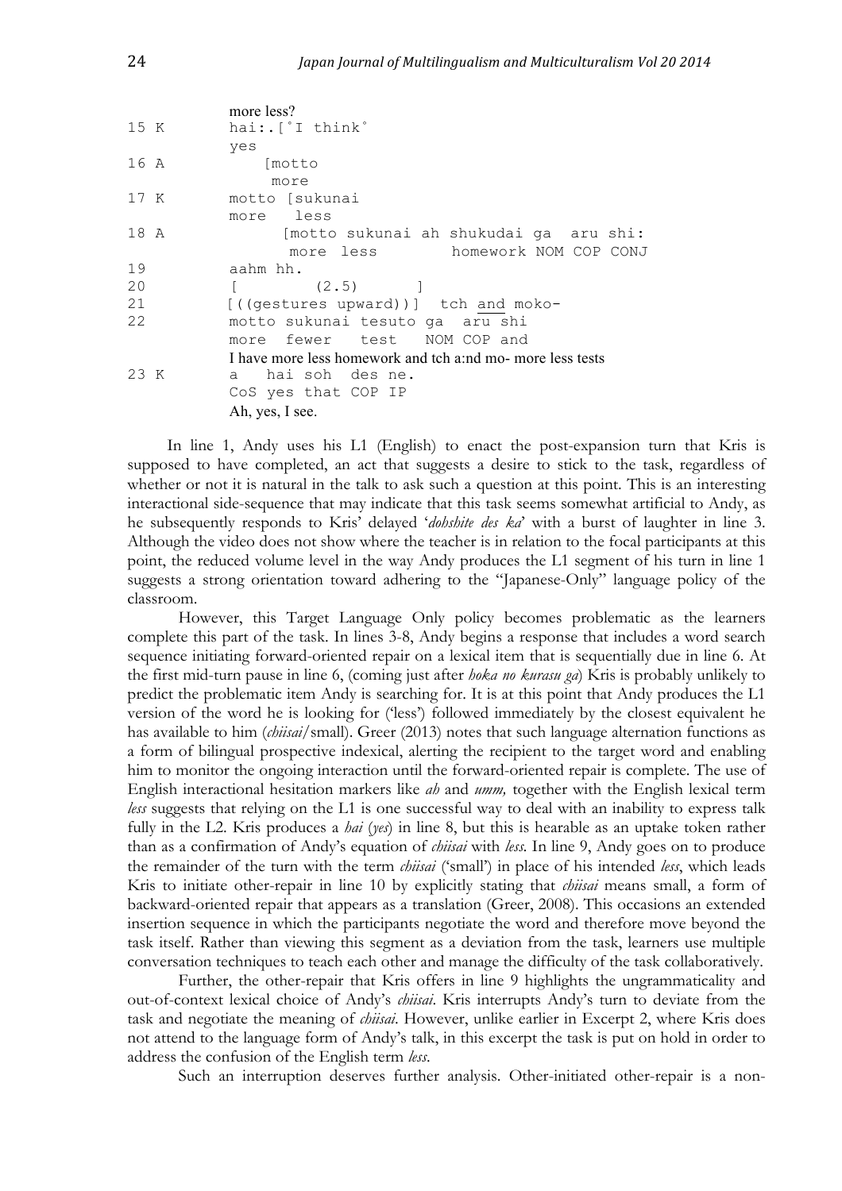```
         more less?
15 K     hai:.[°I think°
         yes
16 A        [motto
             more
17 K     motto [sukunai
         more   less
18 A           [motto sukunai ah shukudai ga  aru shi:
                more less        homework NOM COP CONJ
19       aahm hh.
20       [        (2.5)      ]
21       [((gestures upward))]  tch and moko-
22       motto sukunai tesuto ga  aru shi
         more  fewer   test   NOM COP and
         I have more less homework and tch a:nd mo- more less tests
23 K     a   hai soh  des ne.
         CoS yes that COP IP
         Ah, yes, I see.
```

In line 1, Andy uses his L1 (English) to enact the post-expansion turn that Kris is supposed to have completed, an act that suggests a desire to stick to the task, regardless of whether or not it is natural in the talk to ask such a question at this point. This is an interesting interactional side-sequence that may indicate that this task seems somewhat artificial to Andy, as he subsequently responds to Kris' delayed '*dohshite des ka*' with a burst of laughter in line 3. Although the video does not show where the teacher is in relation to the focal participants at this point, the reduced volume level in the way Andy produces the L1 segment of his turn in line 1 suggests a strong orientation toward adhering to the "Japanese-Only" language policy of the classroom.

However, this Target Language Only policy becomes problematic as the learners complete this part of the task. In lines 3-8, Andy begins a response that includes a word search sequence initiating forward-oriented repair on a lexical item that is sequentially due in line 6. At the first mid-turn pause in line 6, (coming just after *hoka no kurasu ga*) Kris is probably unlikely to predict the problematic item Andy is searching for. It is at this point that Andy produces the L1 version of the word he is looking for ('less') followed immediately by the closest equivalent he has available to him (*chiisai*/small). Greer (2013) notes that such language alternation functions as a form of bilingual prospective indexical, alerting the recipient to the target word and enabling him to monitor the ongoing interaction until the forward-oriented repair is complete. The use of English interactional hesitation markers like *ah* and *umm,* together with the English lexical term *less* suggests that relying on the L1 is one successful way to deal with an inability to express talk fully in the L2. Kris produces a *hai* (*yes*) in line 8, but this is hearable as an uptake token rather than as a confirmation of Andy's equation of *chiisai* with *less*. In line 9, Andy goes on to produce the remainder of the turn with the term *chiisai* ('small') in place of his intended *less*, which leads Kris to initiate other-repair in line 10 by explicitly stating that *chiisai* means small, a form of backward-oriented repair that appears as a translation (Greer, 2008). This occasions an extended insertion sequence in which the participants negotiate the word and therefore move beyond the task itself. Rather than viewing this segment as a deviation from the task, learners use multiple conversation techniques to teach each other and manage the difficulty of the task collaboratively.

Further, the other-repair that Kris offers in line 9 highlights the ungrammaticality and out-of-context lexical choice of Andy's *chiisai*. Kris interrupts Andy's turn to deviate from the task and negotiate the meaning of *chiisai*. However, unlike earlier in Excerpt 2, where Kris does not attend to the language form of Andy's talk, in this excerpt the task is put on hold in order to address the confusion of the English term *less*.

Such an interruption deserves further analysis. Other-initiated other-repair is a non-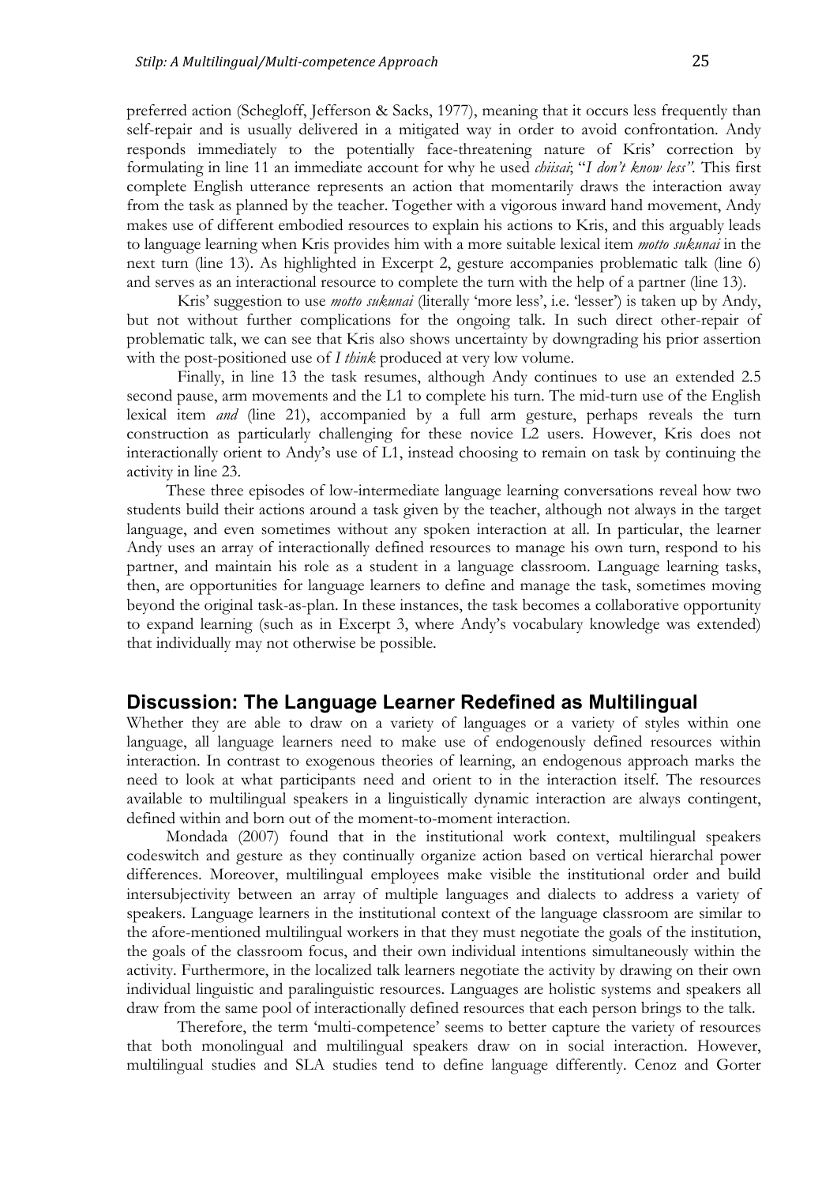preferred action (Schegloff, Jefferson & Sacks, 1977), meaning that it occurs less frequently than self-repair and is usually delivered in a mitigated way in order to avoid confrontation. Andy responds immediately to the potentially face-threatening nature of Kris' correction by formulating in line 11 an immediate account for why he used *chiisai*; "*I don't know less"*. This first complete English utterance represents an action that momentarily draws the interaction away from the task as planned by the teacher. Together with a vigorous inward hand movement, Andy makes use of different embodied resources to explain his actions to Kris, and this arguably leads to language learning when Kris provides him with a more suitable lexical item *motto sukunai* in the next turn (line 13). As highlighted in Excerpt 2, gesture accompanies problematic talk (line 6) and serves as an interactional resource to complete the turn with the help of a partner (line 13).

Kris' suggestion to use *motto sukunai* (literally 'more less', i.e. 'lesser') is taken up by Andy, but not without further complications for the ongoing talk. In such direct other-repair of problematic talk, we can see that Kris also shows uncertainty by downgrading his prior assertion with the post-positioned use of *I think* produced at very low volume.

Finally, in line 13 the task resumes, although Andy continues to use an extended 2.5 second pause, arm movements and the L1 to complete his turn. The mid-turn use of the English lexical item *and* (line 21), accompanied by a full arm gesture, perhaps reveals the turn construction as particularly challenging for these novice L2 users. However, Kris does not interactionally orient to Andy's use of L1, instead choosing to remain on task by continuing the activity in line 23.

These three episodes of low-intermediate language learning conversations reveal how two students build their actions around a task given by the teacher, although not always in the target language, and even sometimes without any spoken interaction at all. In particular, the learner Andy uses an array of interactionally defined resources to manage his own turn, respond to his partner, and maintain his role as a student in a language classroom. Language learning tasks, then, are opportunities for language learners to define and manage the task, sometimes moving beyond the original task-as-plan. In these instances, the task becomes a collaborative opportunity to expand learning (such as in Excerpt 3, where Andy's vocabulary knowledge was extended) that individually may not otherwise be possible.

## Discussion: The Language Learner Redefined as Multilingual

Whether they are able to draw on a variety of languages or a variety of styles within one language, all language learners need to make use of endogenously defined resources within interaction. In contrast to exogenous theories of learning, an endogenous approach marks the need to look at what participants need and orient to in the interaction itself. The resources available to multilingual speakers in a linguistically dynamic interaction are always contingent, defined within and born out of the moment-to-moment interaction.

Mondada (2007) found that in the institutional work context, multilingual speakers codeswitch and gesture as they continually organize action based on vertical hierarchal power differences. Moreover, multilingual employees make visible the institutional order and build intersubjectivity between an array of multiple languages and dialects to address a variety of speakers. Language learners in the institutional context of the language classroom are similar to the afore-mentioned multilingual workers in that they must negotiate the goals of the institution, the goals of the classroom focus, and their own individual intentions simultaneously within the activity. Furthermore, in the localized talk learners negotiate the activity by drawing on their own individual linguistic and paralinguistic resources. Languages are holistic systems and speakers all draw from the same pool of interactionally defined resources that each person brings to the talk.

Therefore, the term 'multi-competence' seems to better capture the variety of resources that both monolingual and multilingual speakers draw on in social interaction. However, multilingual studies and SLA studies tend to define language differently. Cenoz and Gorter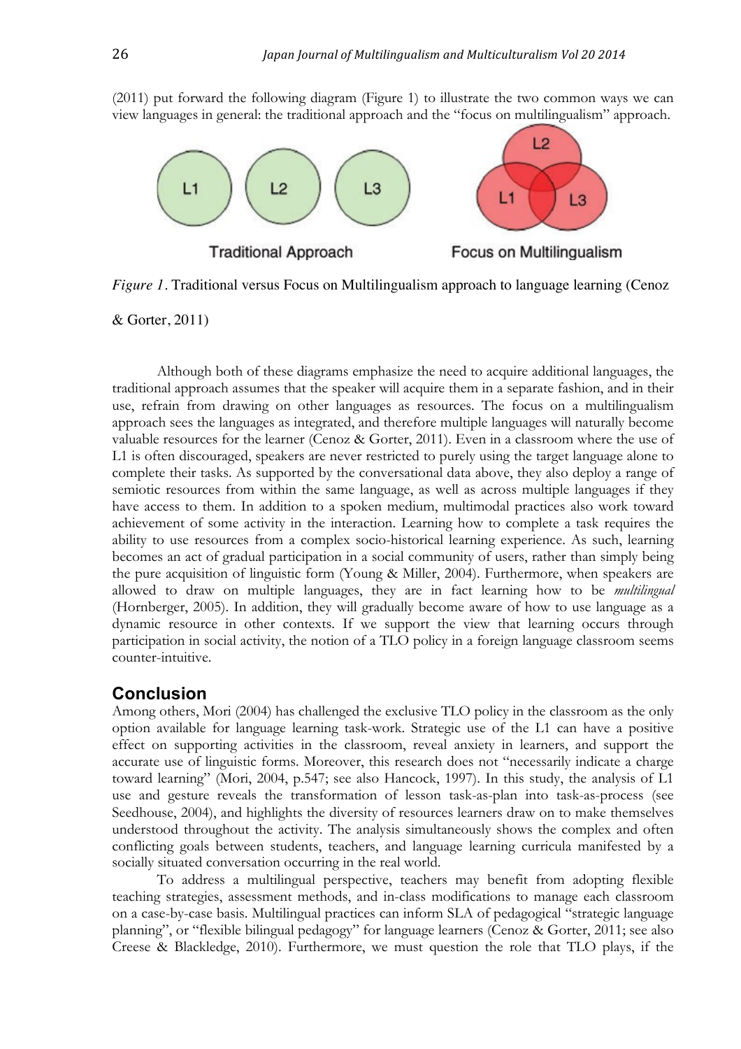(2011) put forward the following diagram (Figure 1) to illustrate the two common ways we can view languages in general: the traditional approach and the "focus on multilingualism" approach.

*Figure 1*. Traditional versus Focus on Multilingualism approach to language learning (Cenoz & Gorter, 2011)

Although both of these diagrams emphasize the need to acquire additional languages, the traditional approach assumes that the speaker will acquire them in a separate fashion, and in their use, refrain from drawing on other languages as resources. The focus on a multilingualism approach sees the languages as integrated, and therefore multiple languages will naturally become valuable resources for the learner (Cenoz & Gorter, 2011). Even in a classroom where the use of L1 is often discouraged, speakers are never restricted to purely using the target language alone to complete their tasks. As supported by the conversational data above, they also deploy a range of semiotic resources from within the same language, as well as across multiple languages if they have access to them. In addition to a spoken medium, multimodal practices also work toward achievement of some activity in the interaction. Learning how to complete a task requires the ability to use resources from a complex socio-historical learning experience. As such, learning becomes an act of gradual participation in a social community of users, rather than simply being the pure acquisition of linguistic form (Young & Miller, 2004). Furthermore, when speakers are allowed to draw on multiple languages, they are in fact learning how to be *multilingual* (Hornberger, 2005). In addition, they will gradually become aware of how to use language as a dynamic resource in other contexts. If we support the view that learning occurs through participation in social activity, the notion of a TLO policy in a foreign language classroom seems counter-intuitive.

## Conclusion

Among others, Mori (2004) has challenged the exclusive TLO policy in the classroom as the only option available for language learning task-work. Strategic use of the L1 can have a positive effect on supporting activities in the classroom, reveal anxiety in learners, and support the accurate use of linguistic forms. Moreover, this research does not "necessarily indicate a charge toward learning" (Mori, 2004, p.547; see also Hancock, 1997). In this study, the analysis of L1 use and gesture reveals the transformation of lesson task-as-plan into task-as-process (see Seedhouse, 2004), and highlights the diversity of resources learners draw on to make themselves understood throughout the activity. The analysis simultaneously shows the complex and often conflicting goals between students, teachers, and language learning curricula manifested by a socially situated conversation occurring in the real world.

To address a multilingual perspective, teachers may benefit from adopting flexible teaching strategies, assessment methods, and in-class modifications to manage each classroom on a case-by-case basis. Multilingual practices can inform SLA of pedagogical "strategic language planning", or "flexible bilingual pedagogy" for language learners (Cenoz & Gorter, 2011; see also Creese & Blackledge, 2010). Furthermore, we must question the role that TLO plays, if the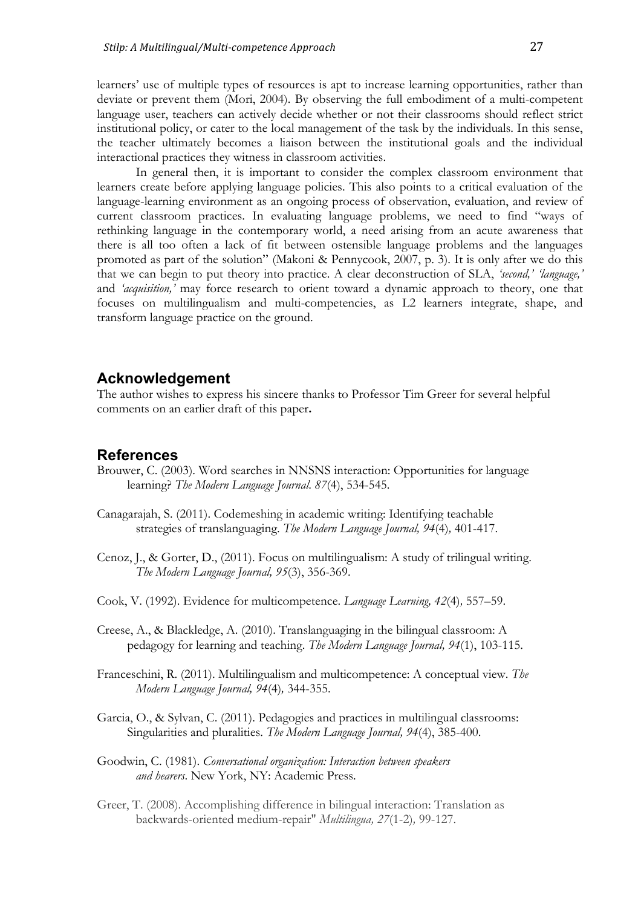learners' use of multiple types of resources is apt to increase learning opportunities, rather than deviate or prevent them (Mori, 2004). By observing the full embodiment of a multi-competent language user, teachers can actively decide whether or not their classrooms should reflect strict institutional policy, or cater to the local management of the task by the individuals. In this sense, the teacher ultimately becomes a liaison between the institutional goals and the individual interactional practices they witness in classroom activities.

In general then, it is important to consider the complex classroom environment that learners create before applying language policies. This also points to a critical evaluation of the language-learning environment as an ongoing process of observation, evaluation, and review of current classroom practices. In evaluating language problems, we need to find "ways of rethinking language in the contemporary world, a need arising from an acute awareness that there is all too often a lack of fit between ostensible language problems and the languages promoted as part of the solution" (Makoni & Pennycook, 2007, p. 3). It is only after we do this that we can begin to put theory into practice. A clear deconstruction of SLA, *'second,' 'language,'* and *'acquisition,'* may force research to orient toward a dynamic approach to theory, one that focuses on multilingualism and multi-competencies, as L2 learners integrate, shape, and transform language practice on the ground.

## Acknowledgement

The author wishes to express his sincere thanks to Professor Tim Greer for several helpful comments on an earlier draft of this paper**.**

## References

Brouwer, C. (2003). Word searches in NNSNS interaction: Opportunities for language learning? *The Modern Language Journal*. *87*(4), 534-545.

Canagarajah, S. (2011). Codemeshing in academic writing: Identifying teachable strategies of translanguaging. *The Modern Language Journal, 94*(4)*,* 401-417.

Cenoz, J., & Gorter, D., (2011). Focus on multilingualism: A study of trilingual writing. *The Modern Language Journal, 95*(3), 356-369.

Cook, V. (1992). Evidence for multicompetence. *Language Learning, 42*(4)*,* 557–59.

Creese, A., & Blackledge, A. (2010). Translanguaging in the bilingual classroom: A pedagogy for learning and teaching. *The Modern Language Journal, 94*(1), 103-115.

Franceschini, R. (2011). Multilingualism and multicompetence: A conceptual view. *The Modern Language Journal, 94*(4)*,* 344-355.

Garcia, O., & Sylvan, C. (2011). Pedagogies and practices in multilingual classrooms: Singularities and pluralities. *The Modern Language Journal, 94*(4), 385-400.

Goodwin, C. (1981). *Conversational organization: Interaction between speakers and hearers*. New York, NY: Academic Press.

Greer, T. (2008). Accomplishing difference in bilingual interaction: Translation as backwards-oriented medium-repair" *Multilingua, 27*(1-2)*,* 99-127.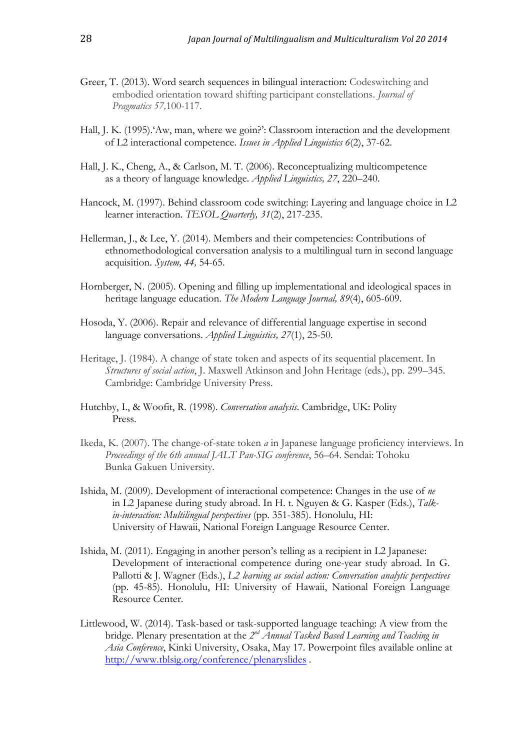Greer, T. (2013). Word search sequences in bilingual interaction: Codeswitching and embodied orientation toward shifting participant constellations. *Journal of Pragmatics 57,*100-117.

Hall, J. K. (1995).'Aw, man, where we goin?': Classroom interaction and the development of L2 interactional competence. *Issues in Applied Linguistics 6*(2), 37-62.

Hall, J. K., Cheng, A., & Carlson, M. T. (2006). Reconceptualizing multicompetence as a theory of language knowledge. *Applied Linguistics, 27*, 220–240.

Hancock, M. (1997). Behind classroom code switching: Layering and language choice in L2 learner interaction. *TESOL Quarterly, 31*(2), 217-235.

Hellerman, J., & Lee, Y. (2014). Members and their competencies: Contributions of ethnomethodological conversation analysis to a multilingual turn in second language acquisition. *System, 44,* 54-65.

Hornberger, N. (2005). Opening and filling up implementational and ideological spaces in heritage language education. *The Modern Language Journal, 89*(4), 605-609.

Hosoda, Y. (2006). Repair and relevance of differential language expertise in second language conversations. *Applied Linguistics, 27*(1), 25-50.

Heritage, J. (1984). A change of state token and aspects of its sequential placement. In *Structures of social action*, J. Maxwell Atkinson and John Heritage (eds.), pp. 299–345. Cambridge: Cambridge University Press.

Hutchby, I., & Woofit, R. (1998). *Conversation analysis*. Cambridge, UK: Polity Press.

Ikeda, K. (2007). The change-of-state token *a* in Japanese language proficiency interviews. In *Proceedings of the 6th annual JALT Pan-SIG conference*, 56–64. Sendai: Tohoku Bunka Gakuen University.

Ishida, M. (2009). Development of interactional competence: Changes in the use of *ne* in L2 Japanese during study abroad. In H. t. Nguyen & G. Kasper (Eds.), *Talk-in-interaction: Multilingual perspectives* (pp. 351-385). Honolulu, HI: University of Hawaii, National Foreign Language Resource Center.

Ishida, M. (2011). Engaging in another person's telling as a recipient in L2 Japanese: Development of interactional competence during one-year study abroad. In G. Pallotti & J. Wagner (Eds.), *L2 learning as social action: Conversation analytic perspectives* (pp. 45-85). Honolulu, HI: University of Hawaii, National Foreign Language Resource Center.

Littlewood, W. (2014). Task-based or task-supported language teaching: A view from the bridge. Plenary presentation at the *2nd Annual Tasked Based Learning and Teaching in Asia Conference*, Kinki University, Osaka, May 17. Powerpoint files available online at http://www.tblsig.org/conference/plenaryslides .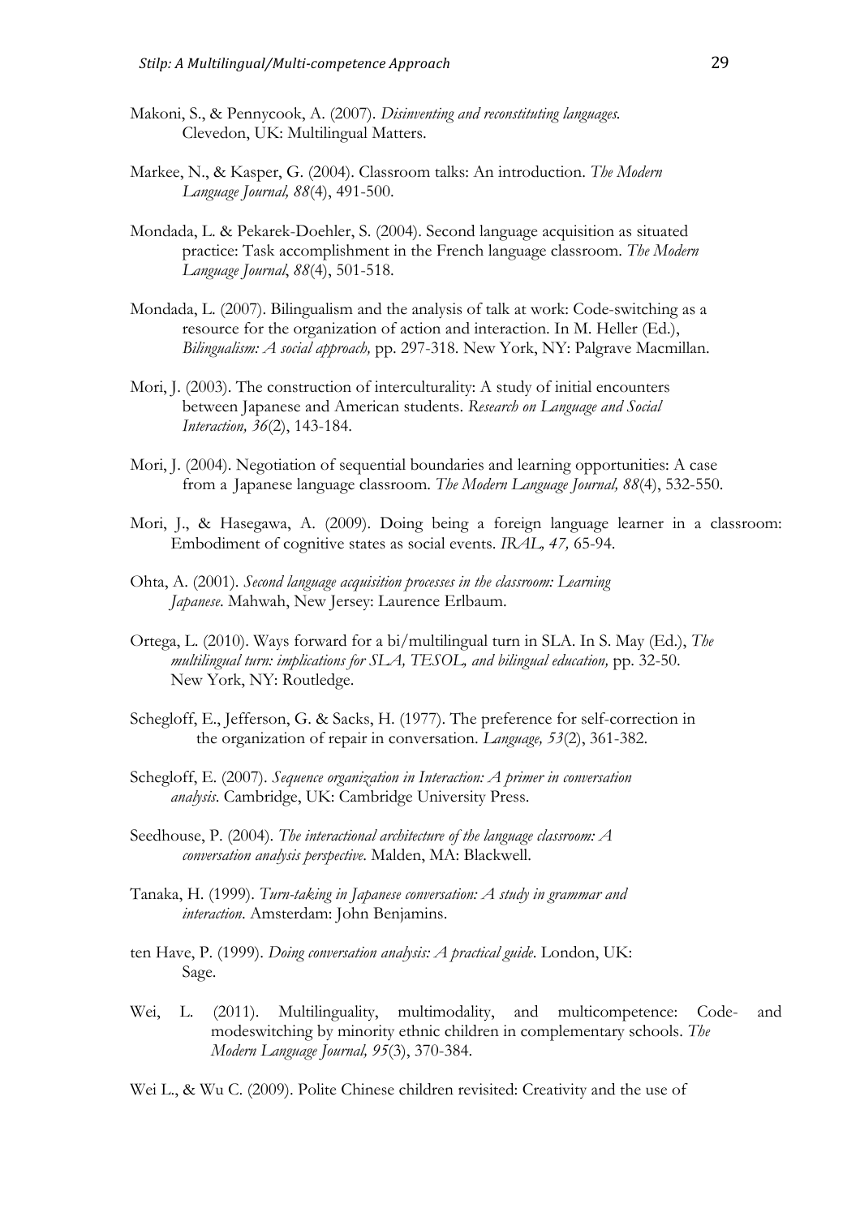Makoni, S., & Pennycook, A. (2007). *Disinventing and reconstituting languages.* Clevedon, UK: Multilingual Matters.

Markee, N., & Kasper, G. (2004). Classroom talks: An introduction. *The Modern Language Journal, 88*(4), 491-500.

Mondada, L. & Pekarek-Doehler, S. (2004). Second language acquisition as situated practice: Task accomplishment in the French language classroom. *The Modern Language Journal*, *88*(4), 501-518.

Mondada, L. (2007). Bilingualism and the analysis of talk at work: Code-switching as a resource for the organization of action and interaction. In M. Heller (Ed.), *Bilingualism: A social approach,* pp. 297-318. New York, NY: Palgrave Macmillan.

Mori, J. (2003). The construction of interculturality: A study of initial encounters between Japanese and American students. *Research on Language and Social Interaction, 36*(2), 143-184.

Mori, J. (2004). Negotiation of sequential boundaries and learning opportunities: A case from a Japanese language classroom. *The Modern Language Journal, 88*(4), 532-550.

Mori, J., & Hasegawa, A. (2009). Doing being a foreign language learner in a classroom: Embodiment of cognitive states as social events. *IRAL, 47,* 65-94.

Ohta, A. (2001). *Second language acquisition processes in the classroom: Learning Japanese*. Mahwah, New Jersey: Laurence Erlbaum.

Ortega, L. (2010). Ways forward for a bi/multilingual turn in SLA. In S. May (Ed.), *The multilingual turn: implications for SLA, TESOL, and bilingual education,* pp. 32-50. New York, NY: Routledge.

Schegloff, E., Jefferson, G. & Sacks, H. (1977). The preference for self-correction in the organization of repair in conversation. *Language, 53*(2), 361-382.

Schegloff, E. (2007). *Sequence organization in Interaction: A primer in conversation analysis*. Cambridge, UK: Cambridge University Press.

Seedhouse, P. (2004). *The interactional architecture of the language classroom: A conversation analysis perspective*. Malden, MA: Blackwell.

Tanaka, H. (1999). *Turn-taking in Japanese conversation: A study in grammar and interaction*. Amsterdam: John Benjamins.

ten Have, P. (1999). *Doing conversation analysis: A practical guide*. London, UK: Sage.

Wei, L. (2011). Multilinguality, multimodality, and multicompetence: Code- and modeswitching by minority ethnic children in complementary schools. *The Modern Language Journal, 95*(3), 370-384.

Wei L., & Wu C. (2009). Polite Chinese children revisited: Creativity and the use of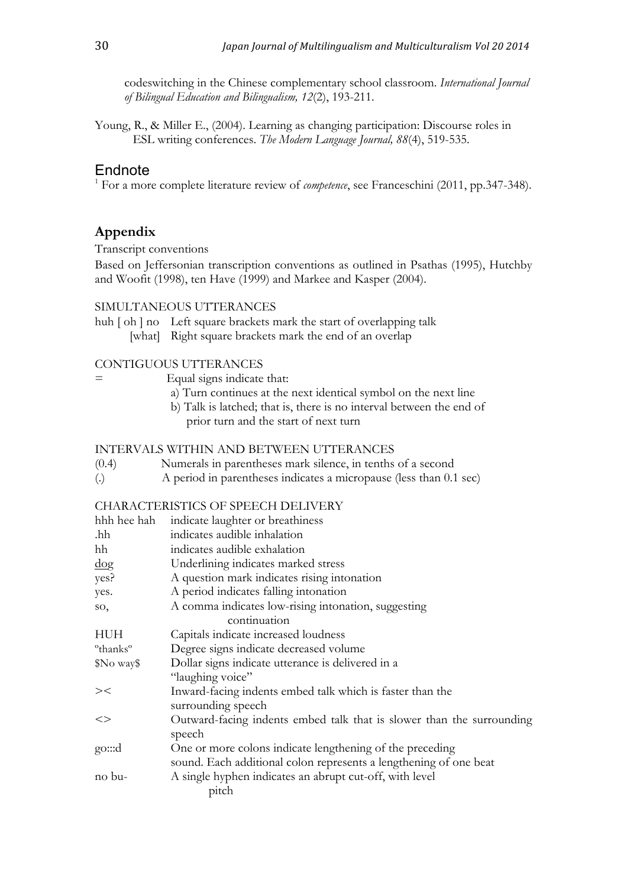codeswitching in the Chinese complementary school classroom. *International Journal of Bilingual Education and Bilingualism, 12*(2), 193-211.

Young, R., & Miller E., (2004). Learning as changing participation: Discourse roles in ESL writing conferences. *The Modern Language Journal, 88*(4), 519-535.

## Endnote

[1] For a more complete literature review of *competence*, see Franceschini (2011, pp.347-348).

## Appendix

Transcript conventions

Based on Jeffersonian transcription conventions as outlined in Psathas (1995), Hutchby and Woofit (1998), ten Have (1999) and Markee and Kasper (2004).

SIMULTANEOUS UTTERANCES

| | |
|---|---|
| huh [ oh ] no | Left square brackets mark the start of overlapping talk |
| [what] | Right square brackets mark the end of an overlap |

CONTIGUOUS UTTERANCES

| | |
|---|---|
| = | Equal signs indicate that:<br>a) Turn continues at the next identical symbol on the next line<br>b) Talk is latched; that is, there is no interval between the end of prior turn and the start of next turn |

INTERVALS WITHIN AND BETWEEN UTTERANCES

| | |
|---|---|
| (0.4) | Numerals in parentheses mark silence, in tenths of a second |
| (.) | A period in parentheses indicates a micropause (less than 0.1 sec) |

CHARACTERISTICS OF SPEECH DELIVERY

| | |
|---|---|
| hhh hee hah | indicate laughter or breathiness |
| .hh | indicates audible inhalation |
| hh | indicates audible exhalation |
| <u>dog</u> | Underlining indicates marked stress |
| yes? | A question mark indicates rising intonation |
| yes. | A period indicates falling intonation |
| so, | A comma indicates low-rising intonation, suggesting continuation |
| HUH | Capitals indicate increased loudness |
| °thanks° | Degree signs indicate decreased volume |
| $No way$ | Dollar signs indicate utterance is delivered in a "laughing voice" |
| >< | Inward-facing indents embed talk which is faster than the surrounding speech |
| <> | Outward-facing indents embed talk that is slower than the surrounding speech |
| go:::d | One or more colons indicate lengthening of the preceding sound. Each additional colon represents a lengthening of one beat |
| no bu- | A single hyphen indicates an abrupt cut-off, with level pitch |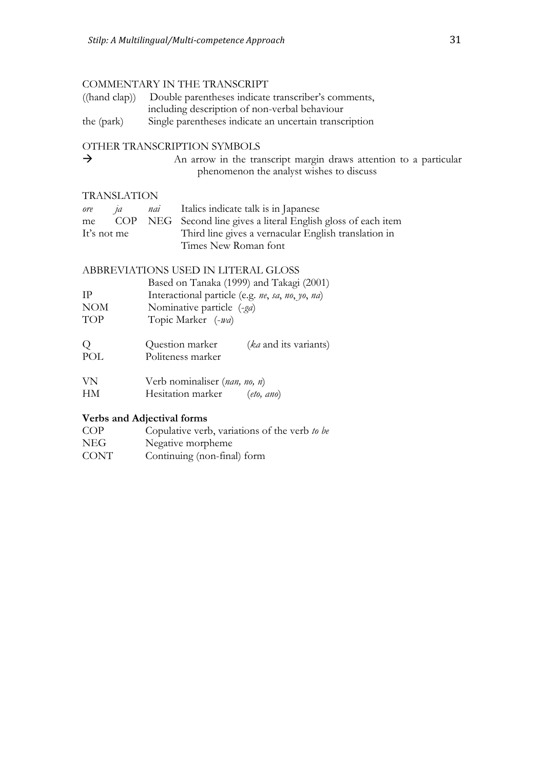COMMENTARY IN THE TRANSCRIPT

| | |
|---|---|
| ((hand clap)) | Double parentheses indicate transcriber's comments, including description of non-verbal behaviour |
| the (park) | Single parentheses indicate an uncertain transcription |

OTHER TRANSCRIPTION SYMBOLS

| | |
|---|---|
| → | An arrow in the transcript margin draws attention to a particular phenomenon the analyst wishes to discuss |

TRANSLATION

| | | | |
|---|---|---|---|
| *ore* | *ja* | *nai* | Italics indicate talk is in Japanese |
| me | COP | NEG | Second line gives a literal English gloss of each item |
| It's not me | | | Third line gives a vernacular English translation in Times New Roman font |

ABBREVIATIONS USED IN LITERAL GLOSS

Based on Tanaka (1999) and Takagi (2001)

| | |
|---|---|
| IP | Interactional particle (e.g. *ne*, *sa*, *no*, *yo*, *na*) |
| NOM | Nominative particle (-*ga*) |
| TOP | Topic Marker (-*wa*) |
| Q | Question marker (*ka* and its variants) |
| POL | Politeness marker |
| VN | Verb nominaliser (*nan, no, n*) |
| HM | Hesitation marker (*eto, ano*) |

**Verbs and Adjectival forms**

| | |
|---|---|
| COP | Copulative verb, variations of the verb *to be* |
| NEG | Negative morpheme |
| CONT | Continuing (non-final) form |